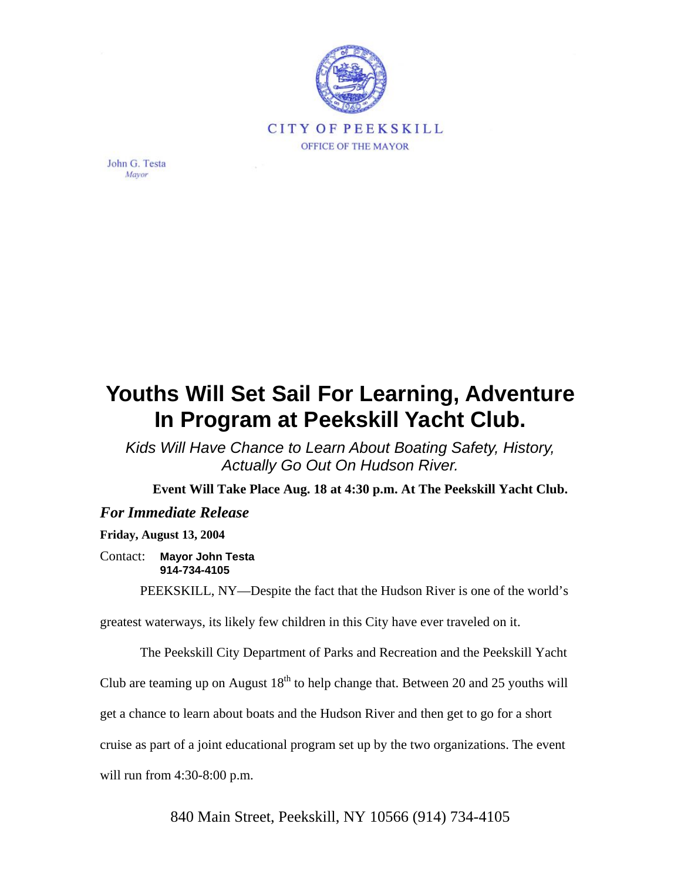CITY OF PEEKSKILL

OFFICE OF THE MAYOR

John G. Testa
*Mayor*

# Youths Will Set Sail For Learning, Adventure In Program at Peekskill Yacht Club.

*Kids Will Have Chance to Learn About Boating Safety, History, Actually Go Out On Hudson River.*

**Event Will Take Place Aug. 18 at 4:30 p.m. At The Peekskill Yacht Club.**

***For Immediate Release***

**Friday, August 13, 2004**

Contact: **Mayor John Testa**
**914-734-4105**

PEEKSKILL, NY—Despite the fact that the Hudson River is one of the world's greatest waterways, its likely few children in this City have ever traveled on it.

The Peekskill City Department of Parks and Recreation and the Peekskill Yacht Club are teaming up on August 18th to help change that. Between 20 and 25 youths will get a chance to learn about boats and the Hudson River and then get to go for a short cruise as part of a joint educational program set up by the two organizations. The event will run from 4:30-8:00 p.m.

840 Main Street, Peekskill, NY 10566 (914) 734-4105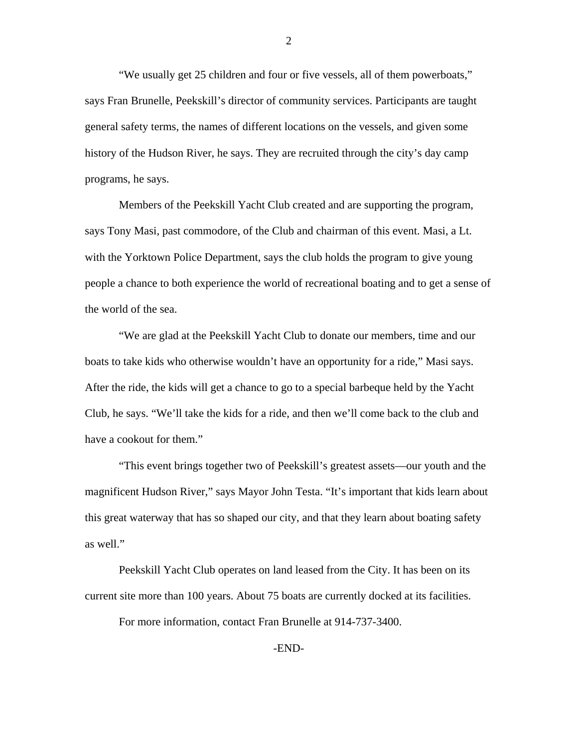"We usually get 25 children and four or five vessels, all of them powerboats," says Fran Brunelle, Peekskill's director of community services. Participants are taught general safety terms, the names of different locations on the vessels, and given some history of the Hudson River, he says. They are recruited through the city's day camp programs, he says.

Members of the Peekskill Yacht Club created and are supporting the program, says Tony Masi, past commodore, of the Club and chairman of this event. Masi, a Lt. with the Yorktown Police Department, says the club holds the program to give young people a chance to both experience the world of recreational boating and to get a sense of the world of the sea.

"We are glad at the Peekskill Yacht Club to donate our members, time and our boats to take kids who otherwise wouldn't have an opportunity for a ride," Masi says. After the ride, the kids will get a chance to go to a special barbeque held by the Yacht Club, he says. "We'll take the kids for a ride, and then we'll come back to the club and have a cookout for them."

"This event brings together two of Peekskill's greatest assets—our youth and the magnificent Hudson River," says Mayor John Testa. "It's important that kids learn about this great waterway that has so shaped our city, and that they learn about boating safety as well."

Peekskill Yacht Club operates on land leased from the City. It has been on its current site more than 100 years. About 75 boats are currently docked at its facilities.

For more information, contact Fran Brunelle at 914-737-3400.

-END-